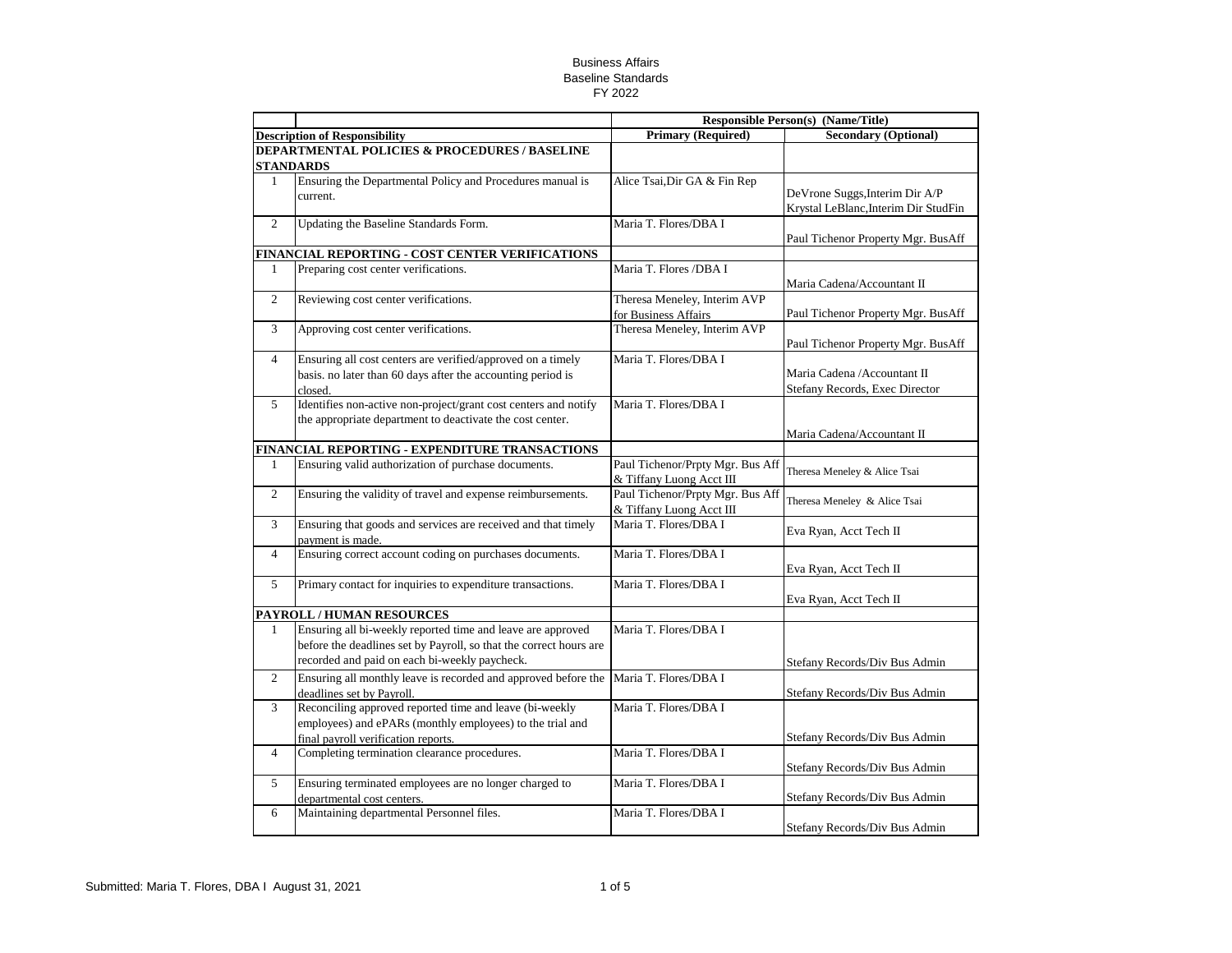Business Affairs
Baseline Standards
FY 2022

| | | Responsible Person(s) (Name/Title) | |
|---|---|---|---|
| **Description of Responsibility** | | **Primary (Required)** | **Secondary (Optional)** |
| **DEPARTMENTAL POLICIES & PROCEDURES / BASELINE STANDARDS** | | | |
| 1 | Ensuring the Departmental Policy and Procedures manual is current. | Alice Tsai,Dir GA & Fin Rep | DeVrone Suggs,Interim Dir A/P<br>Krystal LeBlanc,Interim Dir StudFin |
| 2 | Updating the Baseline Standards Form. | Maria T. Flores/DBA I | Paul Tichenor Property Mgr. BusAff |
| **FINANCIAL REPORTING - COST CENTER VERIFICATIONS** | | | |
| 1 | Preparing cost center verifications. | Maria T. Flores /DBA I | Maria Cadena/Accountant II |
| 2 | Reviewing cost center verifications. | Theresa Meneley, Interim AVP for Business Affairs | Paul Tichenor Property Mgr. BusAff |
| 3 | Approving cost center verifications. | Theresa Meneley, Interim AVP | Paul Tichenor Property Mgr. BusAff |
| 4 | Ensuring all cost centers are verified/approved on a timely basis. no later than 60 days after the accounting period is closed. | Maria T. Flores/DBA I | Maria Cadena /Accountant II<br>Stefany Records, Exec Director |
| 5 | Identifies non-active non-project/grant cost centers and notify the appropriate department to deactivate the cost center. | Maria T. Flores/DBA I | Maria Cadena/Accountant II |
| **FINANCIAL REPORTING - EXPENDITURE TRANSACTIONS** | | | |
| 1 | Ensuring valid authorization of purchase documents. | Paul Tichenor/Prpty Mgr. Bus Aff & Tiffany Luong Acct III | Theresa Meneley & Alice Tsai |
| 2 | Ensuring the validity of travel and expense reimbursements. | Paul Tichenor/Prpty Mgr. Bus Aff & Tiffany Luong Acct III | Theresa Meneley & Alice Tsai |
| 3 | Ensuring that goods and services are received and that timely payment is made. | Maria T. Flores/DBA I | Eva Ryan, Acct Tech II |
| 4 | Ensuring correct account coding on purchases documents. | Maria T. Flores/DBA I | Eva Ryan, Acct Tech II |
| 5 | Primary contact for inquiries to expenditure transactions. | Maria T. Flores/DBA I | Eva Ryan, Acct Tech II |
| **PAYROLL / HUMAN RESOURCES** | | | |
| 1 | Ensuring all bi-weekly reported time and leave are approved before the deadlines set by Payroll, so that the correct hours are recorded and paid on each bi-weekly paycheck. | Maria T. Flores/DBA I | Stefany Records/Div Bus Admin |
| 2 | Ensuring all monthly leave is recorded and approved before the deadlines set by Payroll. | Maria T. Flores/DBA I | Stefany Records/Div Bus Admin |
| 3 | Reconciling approved reported time and leave (bi-weekly employees) and ePARs (monthly employees) to the trial and final payroll verification reports. | Maria T. Flores/DBA I | Stefany Records/Div Bus Admin |
| 4 | Completing termination clearance procedures. | Maria T. Flores/DBA I | Stefany Records/Div Bus Admin |
| 5 | Ensuring terminated employees are no longer charged to departmental cost centers. | Maria T. Flores/DBA I | Stefany Records/Div Bus Admin |
| 6 | Maintaining departmental Personnel files. | Maria T. Flores/DBA I | Stefany Records/Div Bus Admin |

Submitted: Maria T. Flores, DBA I August 31, 2021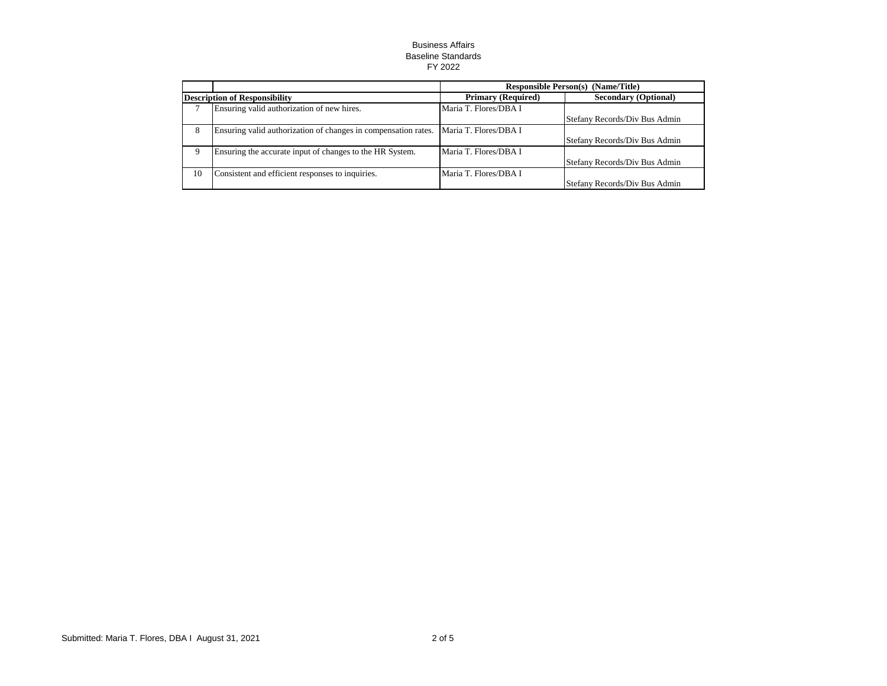Business Affairs
Baseline Standards
FY 2022

| | | Responsible Person(s) (Name/Title) | |
|---|---|---|---|
| **Description of Responsibility** | | **Primary (Required)** | **Secondary (Optional)** |
| 7 | Ensuring valid authorization of new hires. | Maria T. Flores/DBA I | Stefany Records/Div Bus Admin |
| 8 | Ensuring valid authorization of changes in compensation rates. | Maria T. Flores/DBA I | Stefany Records/Div Bus Admin |
| 9 | Ensuring the accurate input of changes to the HR System. | Maria T. Flores/DBA I | Stefany Records/Div Bus Admin |
| 10 | Consistent and efficient responses to inquiries. | Maria T. Flores/DBA I | Stefany Records/Div Bus Admin |

Submitted: Maria T. Flores, DBA I August 31, 2021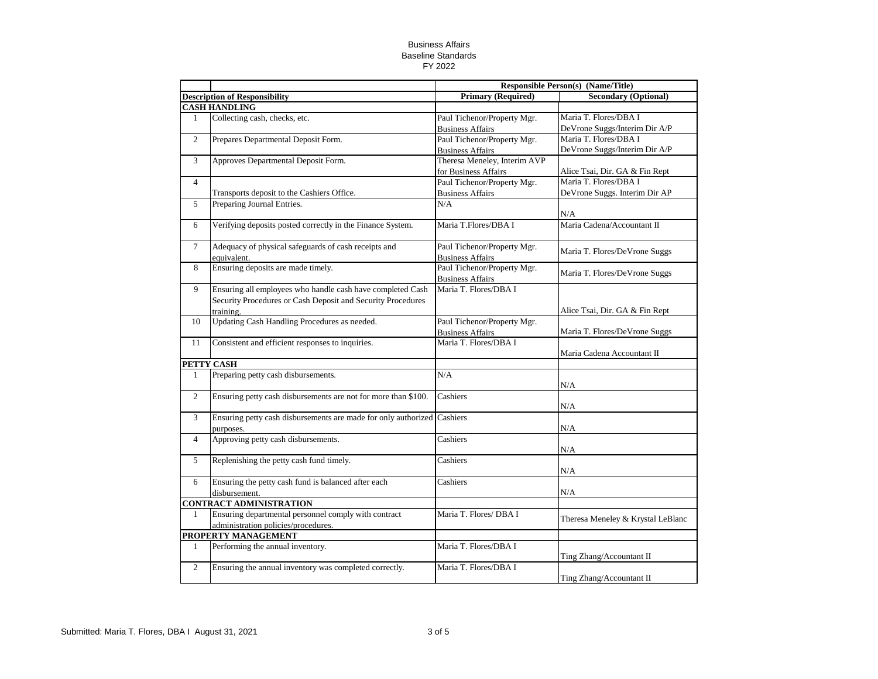Business Affairs
Baseline Standards
FY 2022

| | | Responsible Person(s) (Name/Title) | |
|---|---|---|---|
| **Description of Responsibility** | | **Primary (Required)** | **Secondary (Optional)** |
| **CASH HANDLING** | | | |
| 1 | Collecting cash, checks, etc. | Paul Tichenor/Property Mgr. Business Affairs | Maria T. Flores/DBA I DeVrone Suggs/Interim Dir A/P |
| 2 | Prepares Departmental Deposit Form. | Paul Tichenor/Property Mgr. Business Affairs | Maria T. Flores/DBA I DeVrone Suggs/Interim Dir A/P |
| 3 | Approves Departmental Deposit Form. | Theresa Meneley, Interim AVP for Business Affairs | Alice Tsai, Dir. GA & Fin Rept |
| 4 | Transports deposit to the Cashiers Office. | Paul Tichenor/Property Mgr. Business Affairs | Maria T. Flores/DBA I DeVrone Suggs. Interim Dir AP |
| 5 | Preparing Journal Entries. | N/A | N/A |
| 6 | Verifying deposits posted correctly in the Finance System. | Maria T.Flores/DBA I | Maria Cadena/Accountant II |
| 7 | Adequacy of physical safeguards of cash receipts and equivalent. | Paul Tichenor/Property Mgr. Business Affairs | Maria T. Flores/DeVrone Suggs |
| 8 | Ensuring deposits are made timely. | Paul Tichenor/Property Mgr. Business Affairs | Maria T. Flores/DeVrone Suggs |
| 9 | Ensuring all employees who handle cash have completed Cash Security Procedures or Cash Deposit and Security Procedures training. | Maria T. Flores/DBA I | Alice Tsai, Dir. GA & Fin Rept |
| 10 | Updating Cash Handling Procedures as needed. | Paul Tichenor/Property Mgr. Business Affairs | Maria T. Flores/DeVrone Suggs |
| 11 | Consistent and efficient responses to inquiries. | Maria T. Flores/DBA I | Maria Cadena Accountant II |
| **PETTY CASH** | | | |
| 1 | Preparing petty cash disbursements. | N/A | N/A |
| 2 | Ensuring petty cash disbursements are not for more than $100. | Cashiers | N/A |
| 3 | Ensuring petty cash disbursements are made for only authorized purposes. | Cashiers | N/A |
| 4 | Approving petty cash disbursements. | Cashiers | N/A |
| 5 | Replenishing the petty cash fund timely. | Cashiers | N/A |
| 6 | Ensuring the petty cash fund is balanced after each disbursement. | Cashiers | N/A |
| **CONTRACT ADMINISTRATION** | | | |
| 1 | Ensuring departmental personnel comply with contract administration policies/procedures. | Maria T. Flores/ DBA I | Theresa Meneley & Krystal LeBlanc |
| **PROPERTY MANAGEMENT** | | | |
| 1 | Performing the annual inventory. | Maria T. Flores/DBA I | Ting Zhang/Accountant II |
| 2 | Ensuring the annual inventory was completed correctly. | Maria T. Flores/DBA I | Ting Zhang/Accountant II |

Submitted: Maria T. Flores, DBA I August 31, 2021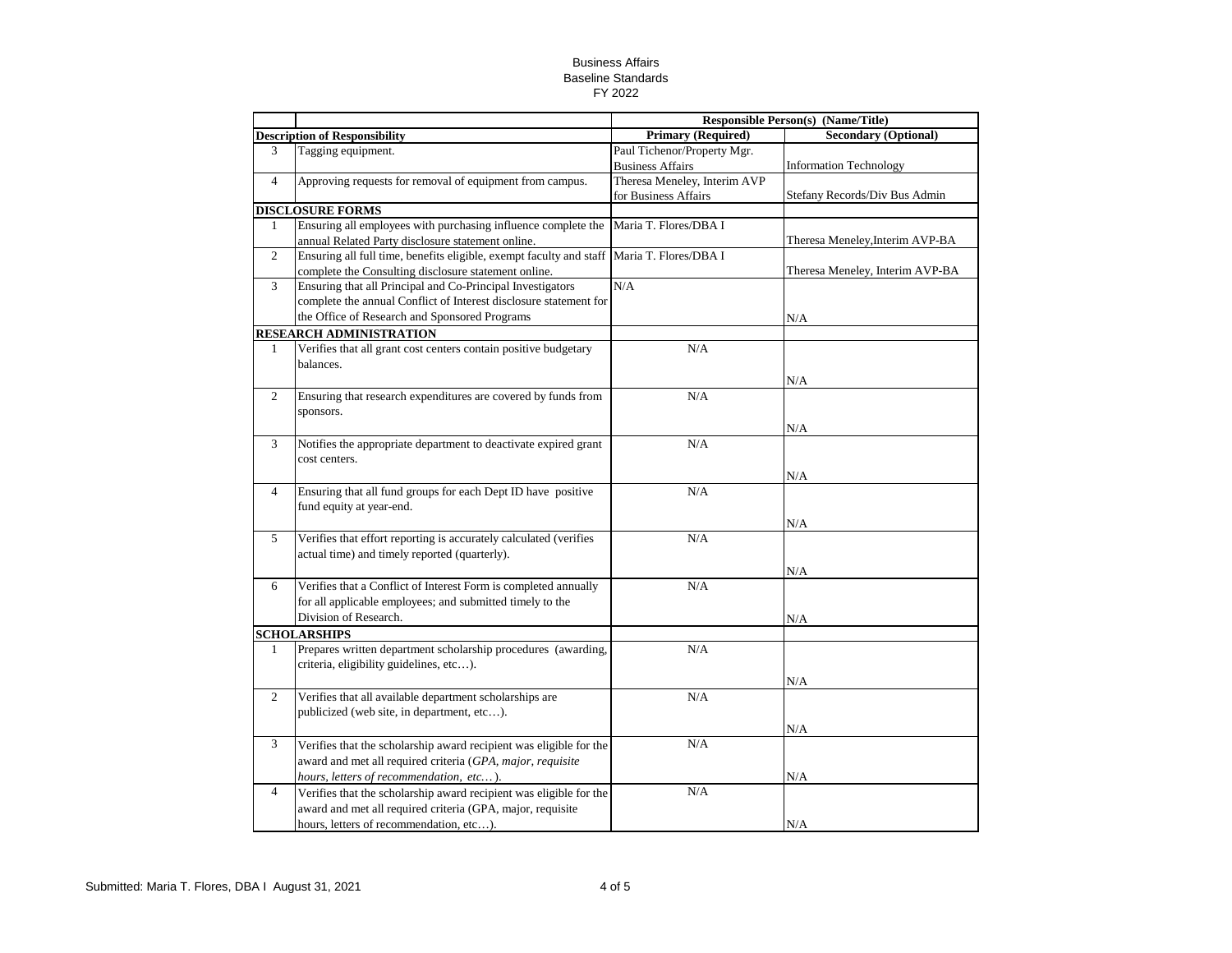Business Affairs
Baseline Standards
FY 2022

| | | Responsible Person(s) (Name/Title) | |
|---|---|---|---|
| **Description of Responsibility** | | **Primary (Required)** | **Secondary (Optional)** |
| 3 | Tagging equipment. | Paul Tichenor/Property Mgr. Business Affairs | Information Technology |
| 4 | Approving requests for removal of equipment from campus. | Theresa Meneley, Interim AVP for Business Affairs | Stefany Records/Div Bus Admin |
| **DISCLOSURE FORMS** | | | |
| 1 | Ensuring all employees with purchasing influence complete the annual Related Party disclosure statement online. | Maria T. Flores/DBA I | Theresa Meneley,Interim AVP-BA |
| 2 | Ensuring all full time, benefits eligible, exempt faculty and staff complete the Consulting disclosure statement online. | Maria T. Flores/DBA I | Theresa Meneley, Interim AVP-BA |
| 3 | Ensuring that all Principal and Co-Principal Investigators complete the annual Conflict of Interest disclosure statement for the Office of Research and Sponsored Programs | N/A | N/A |
| **RESEARCH ADMINISTRATION** | | | |
| 1 | Verifies that all grant cost centers contain positive budgetary balances. | N/A | N/A |
| 2 | Ensuring that research expenditures are covered by funds from sponsors. | N/A | N/A |
| 3 | Notifies the appropriate department to deactivate expired grant cost centers. | N/A | N/A |
| 4 | Ensuring that all fund groups for each Dept ID have positive fund equity at year-end. | N/A | N/A |
| 5 | Verifies that effort reporting is accurately calculated (verifies actual time) and timely reported (quarterly). | N/A | N/A |
| 6 | Verifies that a Conflict of Interest Form is completed annually for all applicable employees; and submitted timely to the Division of Research. | N/A | N/A |
| **SCHOLARSHIPS** | | | |
| 1 | Prepares written department scholarship procedures (awarding, criteria, eligibility guidelines, etc…). | N/A | N/A |
| 2 | Verifies that all available department scholarships are publicized (web site, in department, etc…). | N/A | N/A |
| 3 | Verifies that the scholarship award recipient was eligible for the award and met all required criteria (*GPA, major, requisite hours, letters of recommendation, etc…*). | N/A | N/A |
| 4 | Verifies that the scholarship award recipient was eligible for the award and met all required criteria (GPA, major, requisite hours, letters of recommendation, etc…). | N/A | N/A |

Submitted: Maria T. Flores, DBA I August 31, 2021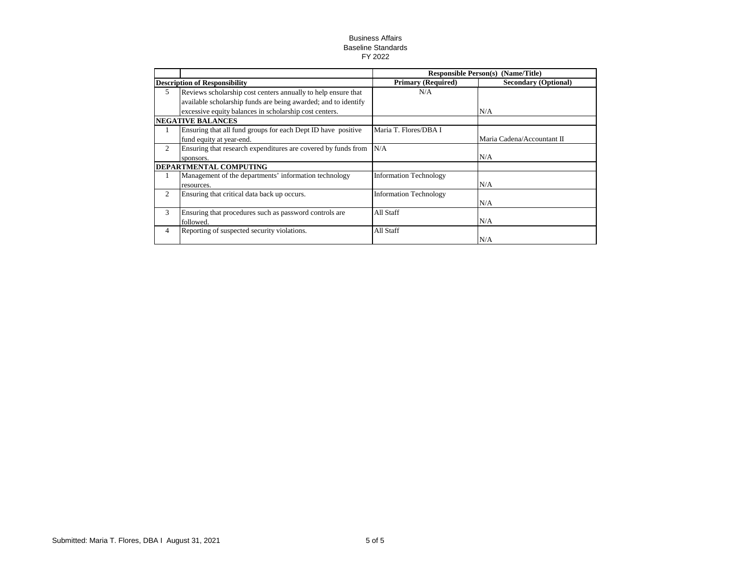Business Affairs
Baseline Standards
FY 2022

| | | Responsible Person(s) (Name/Title) | |
|---|---|---|---|
| **Description of Responsibility** | | **Primary (Required)** | **Secondary (Optional)** |
| 5 | Reviews scholarship cost centers annually to help ensure that available scholarship funds are being awarded; and to identify excessive equity balances in scholarship cost centers. | N/A | N/A |
| **NEGATIVE BALANCES** | | | |
| 1 | Ensuring that all fund groups for each Dept ID have positive fund equity at year-end. | Maria T. Flores/DBA I | Maria Cadena/Accountant II |
| 2 | Ensuring that research expenditures are covered by funds from sponsors. | N/A | N/A |
| **DEPARTMENTAL COMPUTING** | | | |
| 1 | Management of the departments' information technology resources. | Information Technology | N/A |
| 2 | Ensuring that critical data back up occurs. | Information Technology | N/A |
| 3 | Ensuring that procedures such as password controls are followed. | All Staff | N/A |
| 4 | Reporting of suspected security violations. | All Staff | N/A |

Submitted: Maria T. Flores, DBA I August 31, 2021